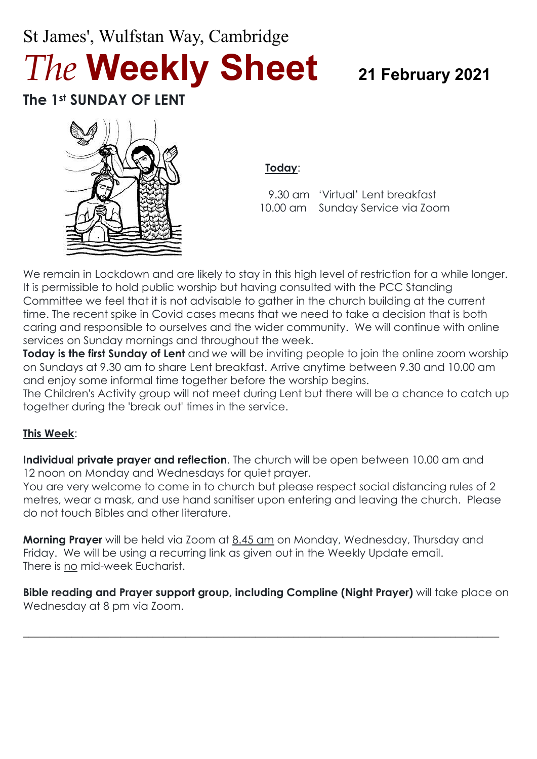St James', Wulfstan Way, Cambridge

# *The* Weekly Sheet

**21 February 2021**

## The 1st SUNDAY OF LENT

**Today**:

9.30 am 'Virtual' Lent breakfast
10.00 am Sunday Service via Zoom

We remain in Lockdown and are likely to stay in this high level of restriction for a while longer. It is permissible to hold public worship but having consulted with the PCC Standing Committee we feel that it is not advisable to gather in the church building at the current time. The recent spike in Covid cases means that we need to take a decision that is both caring and responsible to ourselves and the wider community. We will continue with online services on Sunday mornings and throughout the week.

**Today is the first Sunday of Lent** and *we* will be inviting people to join the online zoom worship on Sundays at 9.30 am to share Lent breakfast. Arrive anytime between 9.30 and 10.00 am and enjoy some informal time together before the worship begins.

The Children's Activity group will not meet during Lent but there will be a chance to catch up together during the 'break out' times in the service.

**This Week**:

**Individual private prayer and reflection**. The church will be open between 10.00 am and 12 noon on Monday and Wednesdays for quiet prayer.

You are very welcome to come in to church but please respect social distancing rules of 2 metres, wear a mask, and use hand sanitiser upon entering and leaving the church. Please do not touch Bibles and other literature.

**Morning Prayer** will be held via Zoom at 8.45 am on Monday, Wednesday, Thursday and Friday. We will be using a recurring link as given out in the Weekly Update email.
There is no mid-week Eucharist.

**Bible reading and Prayer support group, including Compline (Night Prayer)** will take place on Wednesday at 8 pm via Zoom.

---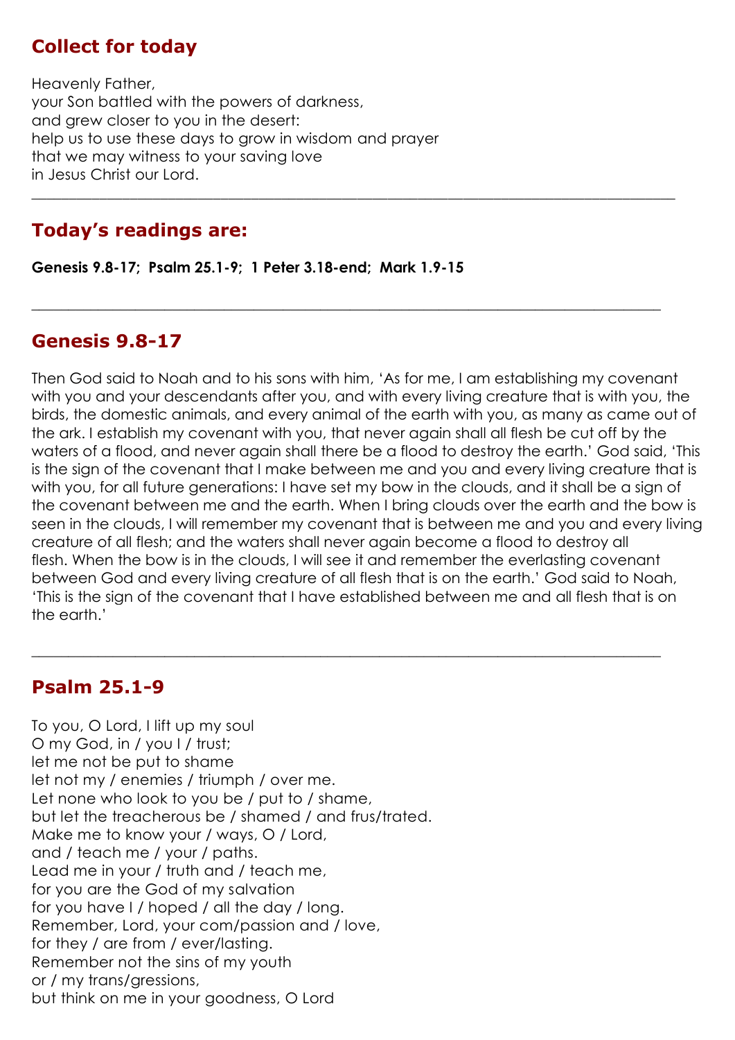## Collect for today

Heavenly Father,
your Son battled with the powers of darkness,
and grew closer to you in the desert:
help us to use these days to grow in wisdom and prayer
that we may witness to your saving love
in Jesus Christ our Lord.

---

## Today's readings are:

**Genesis 9.8-17; Psalm 25.1-9; 1 Peter 3.18-end; Mark 1.9-15**

---

## Genesis 9.8-17

Then God said to Noah and to his sons with him, 'As for me, I am establishing my covenant with you and your descendants after you, and with every living creature that is with you, the birds, the domestic animals, and every animal of the earth with you, as many as came out of the ark. I establish my covenant with you, that never again shall all flesh be cut off by the waters of a flood, and never again shall there be a flood to destroy the earth.' God said, 'This is the sign of the covenant that I make between me and you and every living creature that is with you, for all future generations: I have set my bow in the clouds, and it shall be a sign of the covenant between me and the earth. When I bring clouds over the earth and the bow is seen in the clouds, I will remember my covenant that is between me and you and every living creature of all flesh; and the waters shall never again become a flood to destroy all flesh. When the bow is in the clouds, I will see it and remember the everlasting covenant between God and every living creature of all flesh that is on the earth.' God said to Noah, 'This is the sign of the covenant that I have established between me and all flesh that is on the earth.'

---

## Psalm 25.1-9

To you, O Lord, I lift up my soul
O my God, in / you I / trust;
let me not be put to shame
let not my / enemies / triumph / over me.
Let none who look to you be / put to / shame,
but let the treacherous be / shamed / and frus/trated.
Make me to know your / ways, O / Lord,
and / teach me / your / paths.
Lead me in your / truth and / teach me,
for you are the God of my salvation
for you have I / hoped / all the day / long.
Remember, Lord, your com/passion and / love,
for they / are from / ever/lasting.
Remember not the sins of my youth
or / my trans/gressions,
but think on me in your goodness, O Lord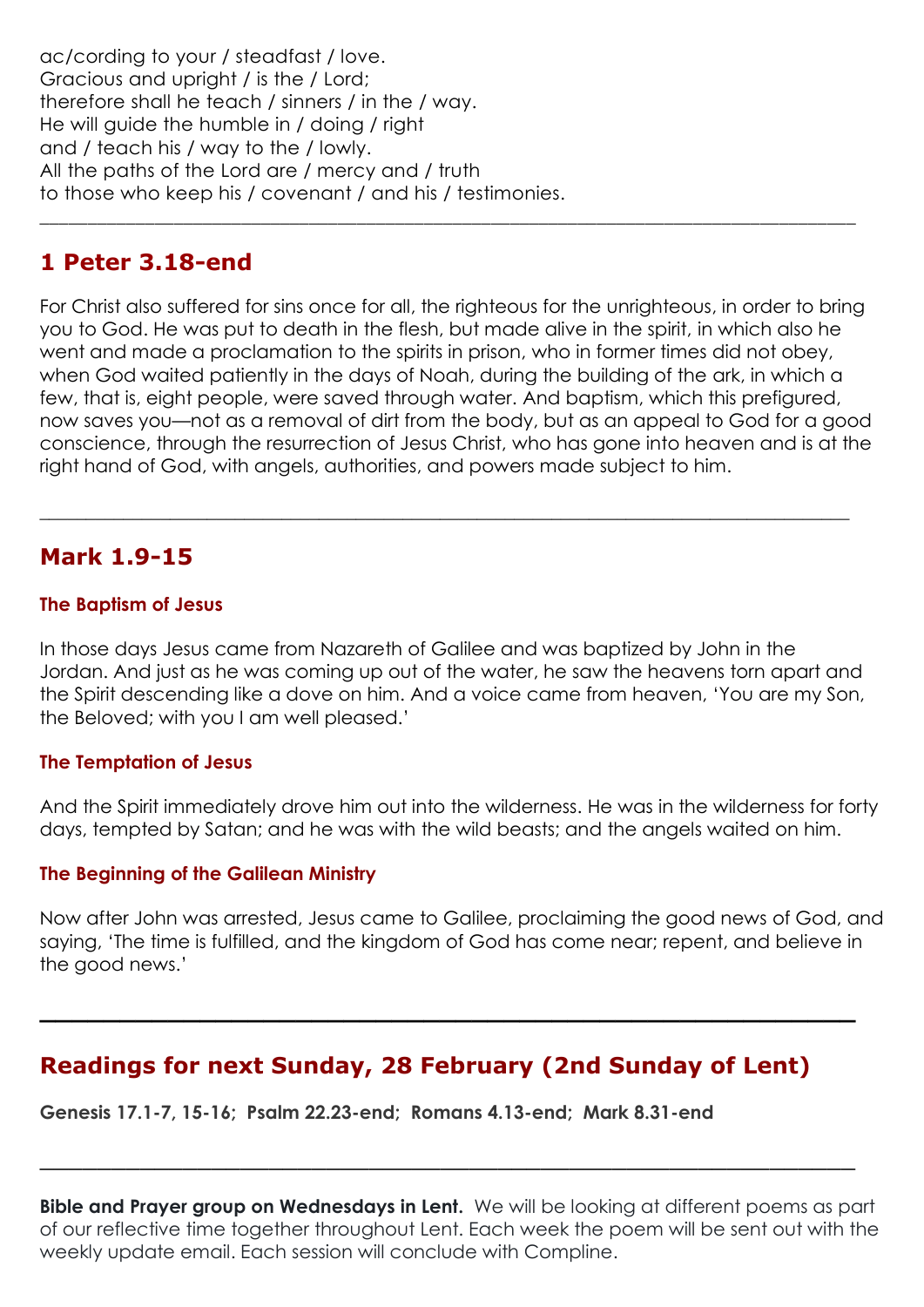ac/cording to your / steadfast / love.
Gracious and upright / is the / Lord;
therefore shall he teach / sinners / in the / way.
He will guide the humble in / doing / right
and / teach his / way to the / lowly.
All the paths of the Lord are / mercy and / truth
to those who keep his / covenant / and his / testimonies.

---

## 1 Peter 3.18-end

For Christ also suffered for sins once for all, the righteous for the unrighteous, in order to bring you to God. He was put to death in the flesh, but made alive in the spirit, in which also he went and made a proclamation to the spirits in prison, who in former times did not obey, when God waited patiently in the days of Noah, during the building of the ark, in which a few, that is, eight people, were saved through water. And baptism, which this prefigured, now saves you—not as a removal of dirt from the body, but as an appeal to God for a good conscience, through the resurrection of Jesus Christ, who has gone into heaven and is at the right hand of God, with angels, authorities, and powers made subject to him.

---

## Mark 1.9-15

### The Baptism of Jesus

In those days Jesus came from Nazareth of Galilee and was baptized by John in the Jordan. And just as he was coming up out of the water, he saw the heavens torn apart and the Spirit descending like a dove on him. And a voice came from heaven, 'You are my Son, the Beloved; with you I am well pleased.'

### The Temptation of Jesus

And the Spirit immediately drove him out into the wilderness. He was in the wilderness for forty days, tempted by Satan; and he was with the wild beasts; and the angels waited on him.

### The Beginning of the Galilean Ministry

Now after John was arrested, Jesus came to Galilee, proclaiming the good news of God, and saying, 'The time is fulfilled, and the kingdom of God has come near; repent, and believe in the good news.'

---

## Readings for next Sunday, 28 February (2nd Sunday of Lent)

**Genesis 17.1-7, 15-16; Psalm 22.23-end; Romans 4.13-end; Mark 8.31-end**

---

**Bible and Prayer group on Wednesdays in Lent.** We will be looking at different poems as part of our reflective time together throughout Lent. Each week the poem will be sent out with the weekly update email. Each session will conclude with Compline.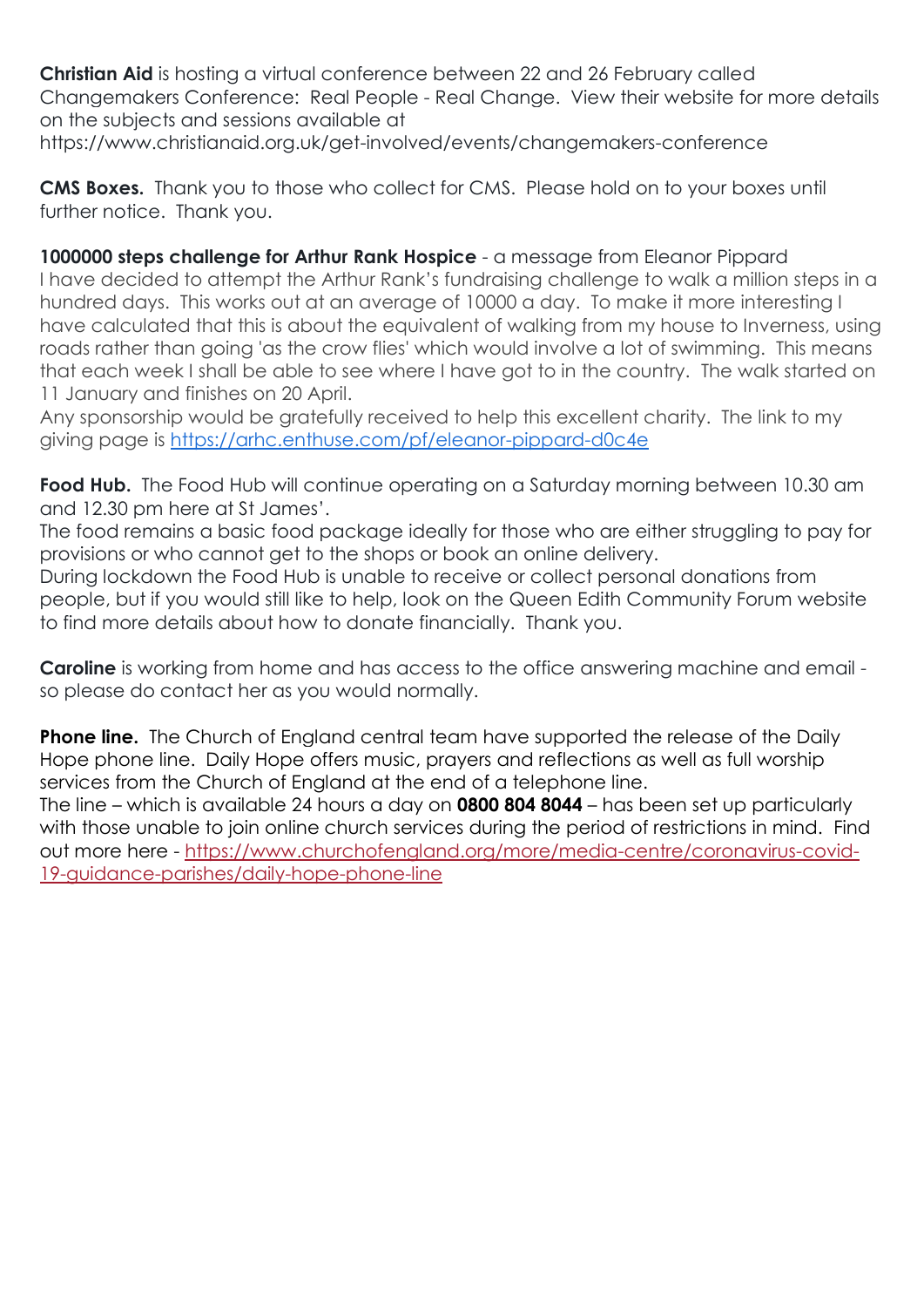**Christian Aid** is hosting a virtual conference between 22 and 26 February called Changemakers Conference:  Real People - Real Change.  View their website for more details on the subjects and sessions available at https://www.christianaid.org.uk/get-involved/events/changemakers-conference

**CMS Boxes.**  Thank you to those who collect for CMS.  Please hold on to your boxes until further notice.  Thank you.

**1000000 steps challenge for Arthur Rank Hospice** - a message from Eleanor Pippard
I have decided to attempt the Arthur Rank's fundraising challenge to walk a million steps in a hundred days.  This works out at an average of 10000 a day.  To make it more interesting I have calculated that this is about the equivalent of walking from my house to Inverness, using roads rather than going 'as the crow flies' which would involve a lot of swimming.  This means that each week I shall be able to see where I have got to in the country.  The walk started on 11 January and finishes on 20 April.
Any sponsorship would be gratefully received to help this excellent charity.  The link to my giving page is https://arhc.enthuse.com/pf/eleanor-pippard-d0c4e

**Food Hub.**  The Food Hub will continue operating on a Saturday morning between 10.30 am and 12.30 pm here at St James'.
The food remains a basic food package ideally for those who are either struggling to pay for provisions or who cannot get to the shops or book an online delivery.
During lockdown the Food Hub is unable to receive or collect personal donations from people, but if you would still like to help, look on the Queen Edith Community Forum website to find more details about how to donate financially.  Thank you.

**Caroline** is working from home and has access to the office answering machine and email - so please do contact her as you would normally.

**Phone line.**  The Church of England central team have supported the release of the Daily Hope phone line.  Daily Hope offers music, prayers and reflections as well as full worship services from the Church of England at the end of a telephone line.
The line – which is available 24 hours a day on **0800 804 8044** – has been set up particularly with those unable to join online church services during the period of restrictions in mind.  Find out more here - https://www.churchofengland.org/more/media-centre/coronavirus-covid-19-guidance-parishes/daily-hope-phone-line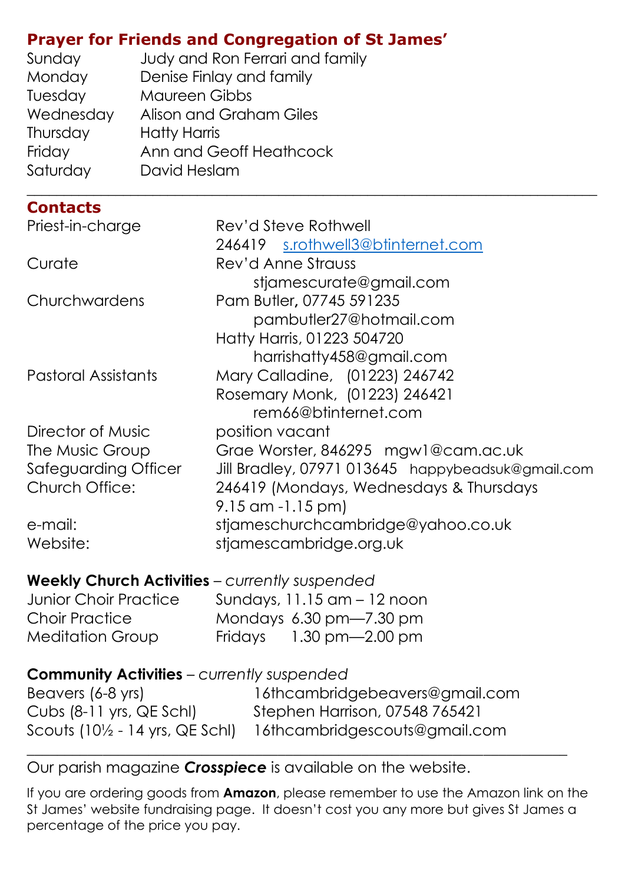## Prayer for Friends and Congregation of St James'

| | |
|---|---|
| Sunday | Judy and Ron Ferrari and family |
| Monday | Denise Finlay and family |
| Tuesday | Maureen Gibbs |
| Wednesday | Alison and Graham Giles |
| Thursday | Hatty Harris |
| Friday | Ann and Geoff Heathcock |
| Saturday | David Heslam |

---

## Contacts

| | |
|---|---|
| Priest-in-charge | Rev'd Steve Rothwell<br>246419 s.rothwell3@btinternet.com |
| Curate | Rev'd Anne Strauss<br>stjamescurate@gmail.com |
| Churchwardens | Pam Butler, 07745 591235<br>pambutler27@hotmail.com<br>Hatty Harris, 01223 504720<br>harrishatty458@gmail.com |
| Pastoral Assistants | Mary Calladine, (01223) 246742<br>Rosemary Monk, (01223) 246421<br>rem66@btinternet.com |
| Director of Music | position vacant |
| The Music Group | Grae Worster, 846295 mgw1@cam.ac.uk |
| Safeguarding Officer | Jill Bradley, 07971 013645 happybeadsuk@gmail.com |
| Church Office: | 246419 (Mondays, Wednesdays & Thursdays 9.15 am -1.15 pm) |
| e-mail: | stjameschurchcambridge@yahoo.co.uk |
| Website: | stjamescambridge.org.uk |

**Weekly Church Activities** – *currently suspended*

| | |
|---|---|
| Junior Choir Practice | Sundays, 11.15 am – 12 noon |
| Choir Practice | Mondays 6.30 pm—7.30 pm |
| Meditation Group | Fridays 1.30 pm—2.00 pm |

**Community Activities** – *currently suspended*

| | |
|---|---|
| Beavers (6-8 yrs) | 16thcambridgebeavers@gmail.com |
| Cubs (8-11 yrs, QE Schl) | Stephen Harrison, 07548 765421 |
| Scouts (10½ - 14 yrs, QE Schl) | 16thcambridgescouts@gmail.com |

---

Our parish magazine ***Crosspiece*** is available on the website.

If you are ordering goods from **Amazon**, please remember to use the Amazon link on the St James' website fundraising page. It doesn't cost you any more but gives St James a percentage of the price you pay.